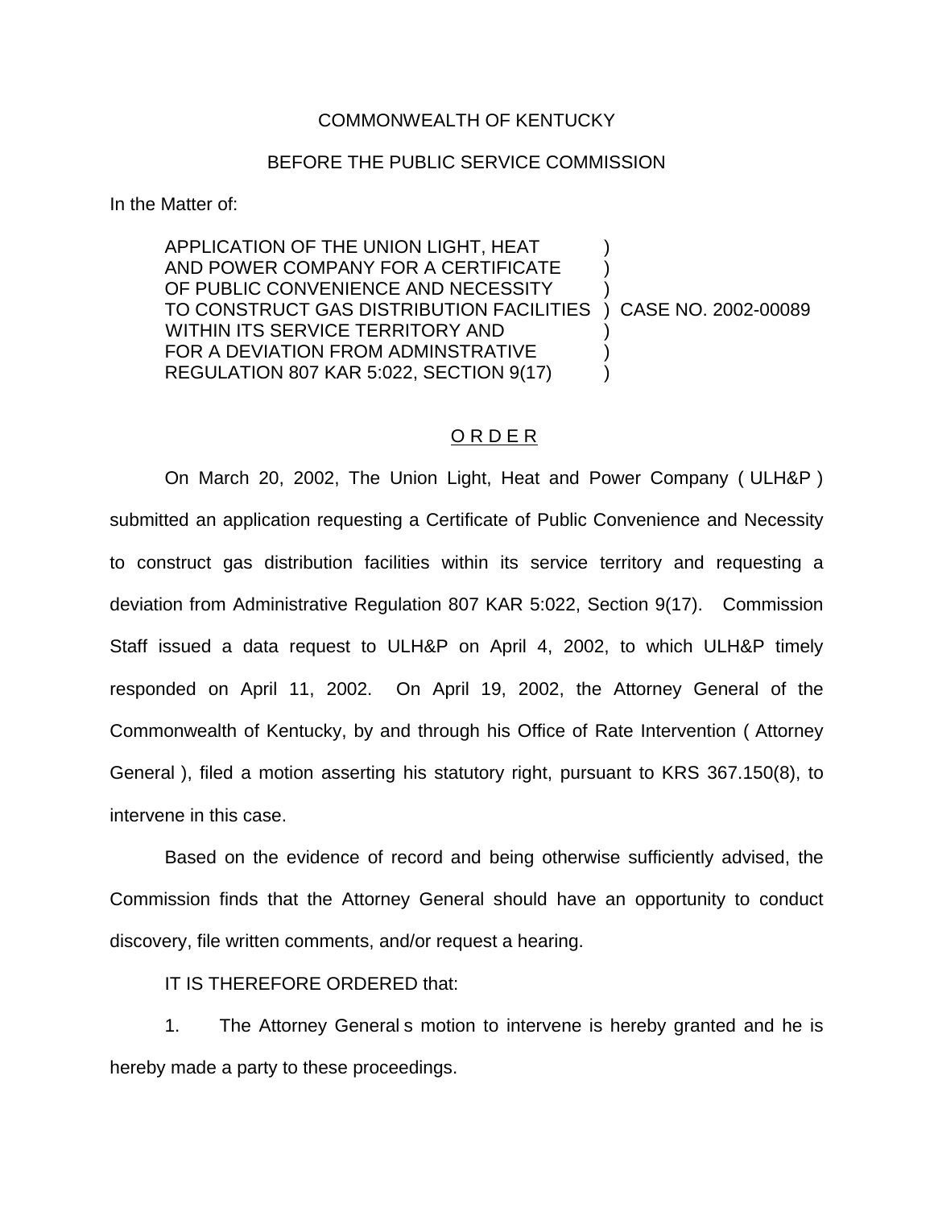COMMONWEALTH OF KENTUCKY

BEFORE THE PUBLIC SERVICE COMMISSION

In the Matter of:

APPLICATION OF THE UNION LIGHT, HEAT AND POWER COMPANY FOR A CERTIFICATE OF PUBLIC CONVENIENCE AND NECESSITY TO CONSTRUCT GAS DISTRIBUTION FACILITIES WITHIN ITS SERVICE TERRITORY AND FOR A DEVIATION FROM ADMINSTRATIVE REGULATION 807 KAR 5:022, SECTION 9(17) ) CASE NO. 2002-00089

## O R D E R

On March 20, 2002, The Union Light, Heat and Power Company ( ULH&P ) submitted an application requesting a Certificate of Public Convenience and Necessity to construct gas distribution facilities within its service territory and requesting a deviation from Administrative Regulation 807 KAR 5:022, Section 9(17). Commission Staff issued a data request to ULH&P on April 4, 2002, to which ULH&P timely responded on April 11, 2002. On April 19, 2002, the Attorney General of the Commonwealth of Kentucky, by and through his Office of Rate Intervention ( Attorney General ), filed a motion asserting his statutory right, pursuant to KRS 367.150(8), to intervene in this case.

Based on the evidence of record and being otherwise sufficiently advised, the Commission finds that the Attorney General should have an opportunity to conduct discovery, file written comments, and/or request a hearing.

IT IS THEREFORE ORDERED that:

1. The Attorney General s motion to intervene is hereby granted and he is hereby made a party to these proceedings.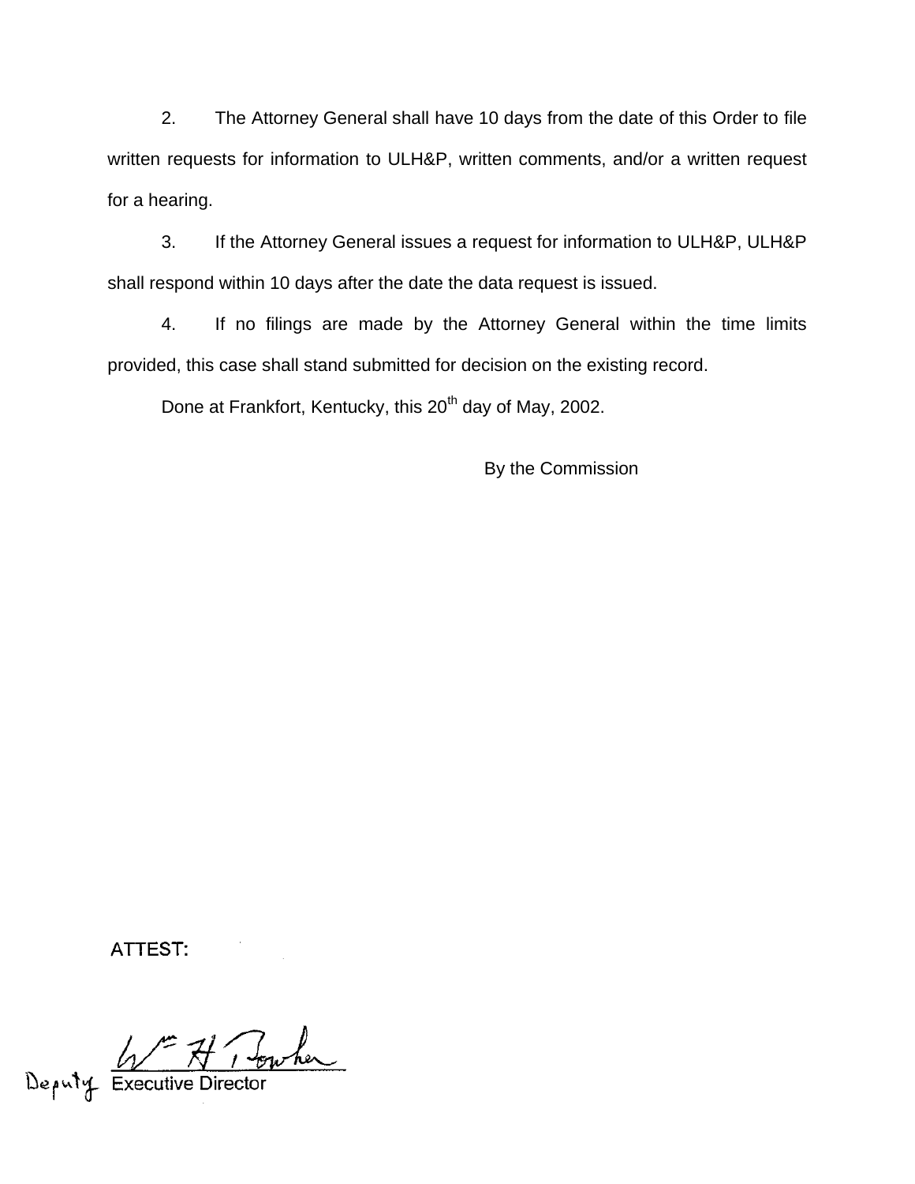2. The Attorney General shall have 10 days from the date of this Order to file written requests for information to ULH&P, written comments, and/or a written request for a hearing.

3. If the Attorney General issues a request for information to ULH&P, ULH&P shall respond within 10 days after the date the data request is issued.

4. If no filings are made by the Attorney General within the time limits provided, this case shall stand submitted for decision on the existing record.

Done at Frankfort, Kentucky, this 20th day of May, 2002.

By the Commission

ATTEST:

Deputy Executive Director